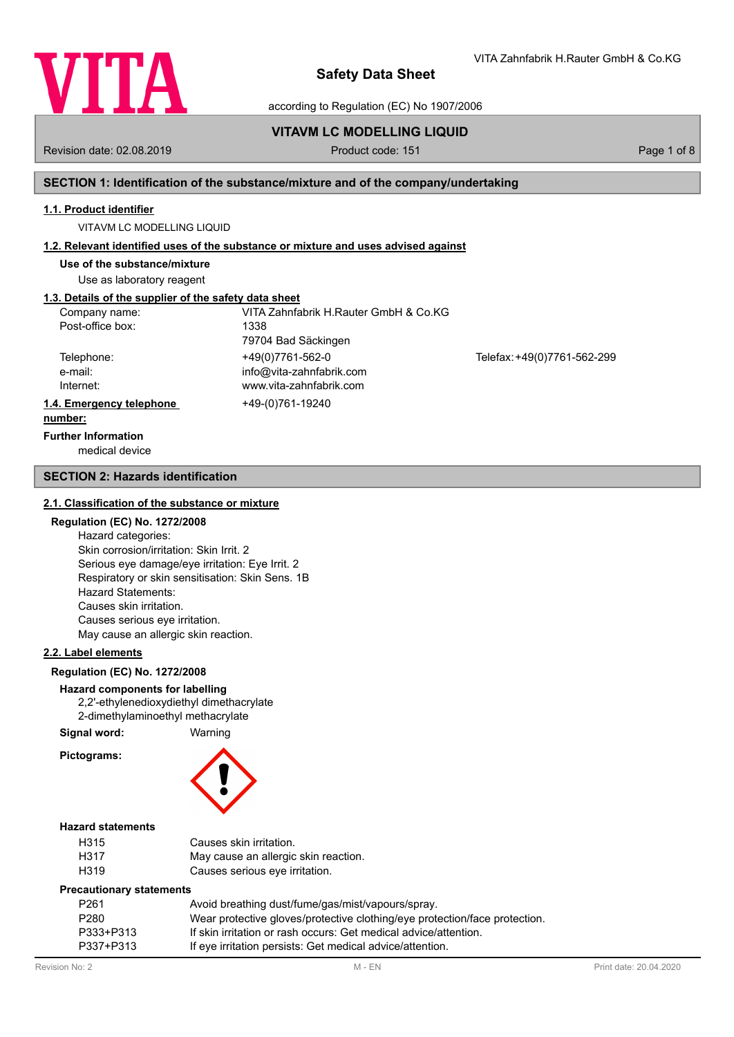# Safety Data Sheet

according to Regulation (EC) No 1907/2006

**VITAVM LC MODELLING LIQUID**

Revision date: 02.08.2019 Product code: 151

## SECTION 1: Identification of the substance/mixture and of the company/undertaking

### 1.1. Product identifier

VITAVM LC MODELLING LIQUID

### 1.2. Relevant identified uses of the substance or mixture and uses advised against

**Use of the substance/mixture**

Use as laboratory reagent

### 1.3. Details of the supplier of the safety data sheet

| | | |
|---|---|---|
| Company name: | VITA Zahnfabrik H.Rauter GmbH & Co.KG | |
| Post-office box: | 1338 | |
| | 79704 Bad Säckingen | |
| Telephone: | +49(0)7761-562-0 | Telefax: +49(0)7761-562-299 |
| e-mail: | info@vita-zahnfabrik.com | |
| Internet: | www.vita-zahnfabrik.com | |

### 1.4. Emergency telephone number:

+49-(0)761-19240

**Further Information**

medical device

## SECTION 2: Hazards identification

### 2.1. Classification of the substance or mixture

**Regulation (EC) No. 1272/2008**

Hazard categories:
Skin corrosion/irritation: Skin Irrit. 2
Serious eye damage/eye irritation: Eye Irrit. 2
Respiratory or skin sensitisation: Skin Sens. 1B
Hazard Statements:
Causes skin irritation.
Causes serious eye irritation.
May cause an allergic skin reaction.

### 2.2. Label elements

**Regulation (EC) No. 1272/2008**

**Hazard components for labelling**

2,2'-ethylenedioxydiethyl dimethacrylate
2-dimethylaminoethyl methacrylate

**Signal word:** Warning

**Pictograms:**

**Hazard statements**

| | |
|---|---|
| H315 | Causes skin irritation. |
| H317 | May cause an allergic skin reaction. |
| H319 | Causes serious eye irritation. |

**Precautionary statements**

| | |
|---|---|
| P261 | Avoid breathing dust/fume/gas/mist/vapours/spray. |
| P280 | Wear protective gloves/protective clothing/eye protection/face protection. |
| P333+P313 | If skin irritation or rash occurs: Get medical advice/attention. |
| P337+P313 | If eye irritation persists: Get medical advice/attention. |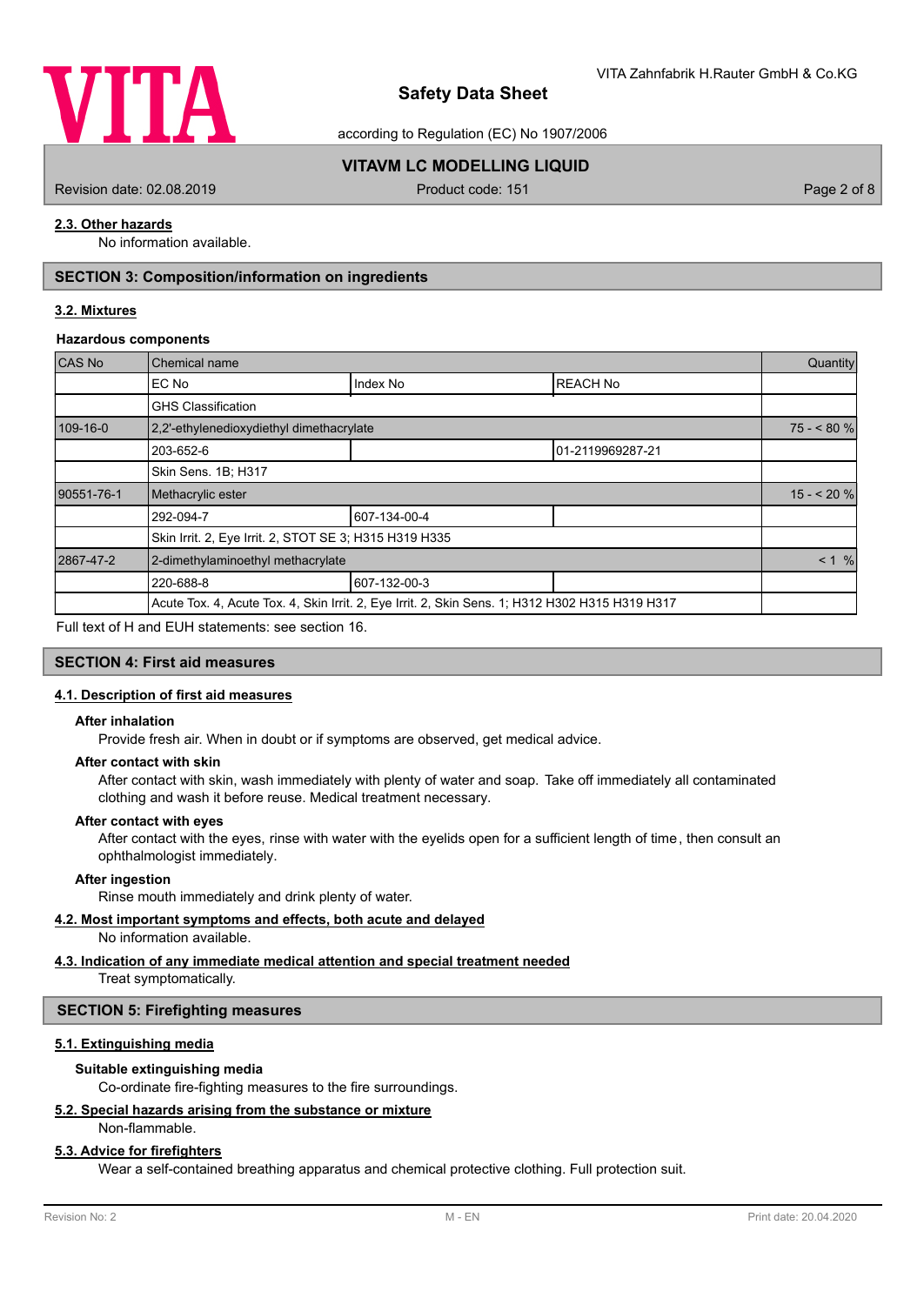### 2.3. Other hazards

No information available.

## SECTION 3: Composition/information on ingredients

### 3.2. Mixtures

**Hazardous components**

| CAS No | Chemical name | | | Quantity |
|---|---|---|---|---|
| | EC No | Index No | REACH No | |
| | GHS Classification | | | |
| 109-16-0 | 2,2'-ethylenedioxydiethyl dimethacrylate | | | 75 - < 80 % |
| | 203-652-6 | | 01-2119969287-21 | |
| | Skin Sens. 1B; H317 | | | |
| 90551-76-1 | Methacrylic ester | | | 15 - < 20 % |
| | 292-094-7 | 607-134-00-4 | | |
| | Skin Irrit. 2, Eye Irrit. 2, STOT SE 3; H315 H319 H335 | | | |
| 2867-47-2 | 2-dimethylaminoethyl methacrylate | | | < 1 % |
| | 220-688-8 | 607-132-00-3 | | |
| | Acute Tox. 4, Acute Tox. 4, Skin Irrit. 2, Eye Irrit. 2, Skin Sens. 1; H312 H302 H315 H319 H317 | | | |

Full text of H and EUH statements: see section 16.

## SECTION 4: First aid measures

### 4.1. Description of first aid measures

**After inhalation**

Provide fresh air. When in doubt or if symptoms are observed, get medical advice.

**After contact with skin**

After contact with skin, wash immediately with plenty of water and soap. Take off immediately all contaminated clothing and wash it before reuse. Medical treatment necessary.

**After contact with eyes**

After contact with the eyes, rinse with water with the eyelids open for a sufficient length of time, then consult an ophthalmologist immediately.

**After ingestion**

Rinse mouth immediately and drink plenty of water.

### 4.2. Most important symptoms and effects, both acute and delayed

No information available.

### 4.3. Indication of any immediate medical attention and special treatment needed

Treat symptomatically.

## SECTION 5: Firefighting measures

### 5.1. Extinguishing media

**Suitable extinguishing media**

Co-ordinate fire-fighting measures to the fire surroundings.

### 5.2. Special hazards arising from the substance or mixture

Non-flammable.

### 5.3. Advice for firefighters

Wear a self-contained breathing apparatus and chemical protective clothing. Full protection suit.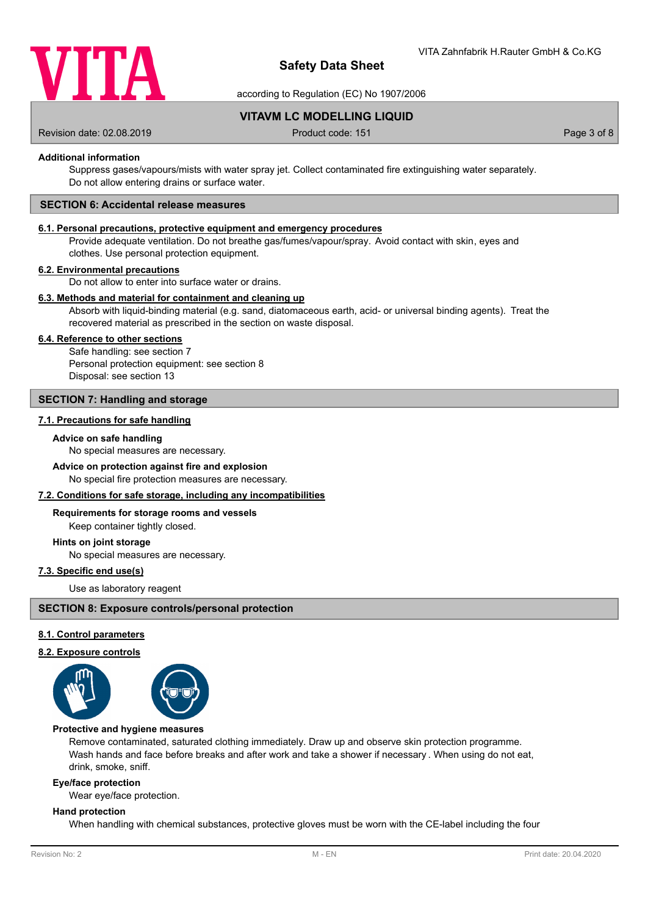**Additional information**

Suppress gases/vapours/mists with water spray jet. Collect contaminated fire extinguishing water separately. Do not allow entering drains or surface water.

## SECTION 6: Accidental release measures

### 6.1. Personal precautions, protective equipment and emergency procedures

Provide adequate ventilation. Do not breathe gas/fumes/vapour/spray. Avoid contact with skin, eyes and clothes. Use personal protection equipment.

### 6.2. Environmental precautions

Do not allow to enter into surface water or drains.

### 6.3. Methods and material for containment and cleaning up

Absorb with liquid-binding material (e.g. sand, diatomaceous earth, acid- or universal binding agents). Treat the recovered material as prescribed in the section on waste disposal.

### 6.4. Reference to other sections

Safe handling: see section 7
Personal protection equipment: see section 8
Disposal: see section 13

## SECTION 7: Handling and storage

### 7.1. Precautions for safe handling

**Advice on safe handling**

No special measures are necessary.

**Advice on protection against fire and explosion**

No special fire protection measures are necessary.

### 7.2. Conditions for safe storage, including any incompatibilities

**Requirements for storage rooms and vessels**

Keep container tightly closed.

**Hints on joint storage**

No special measures are necessary.

### 7.3. Specific end use(s)

Use as laboratory reagent

## SECTION 8: Exposure controls/personal protection

### 8.1. Control parameters

### 8.2. Exposure controls

**Protective and hygiene measures**

Remove contaminated, saturated clothing immediately. Draw up and observe skin protection programme. Wash hands and face before breaks and after work and take a shower if necessary . When using do not eat, drink, smoke, sniff.

**Eye/face protection**

Wear eye/face protection.

**Hand protection**

When handling with chemical substances, protective gloves must be worn with the CE-label including the four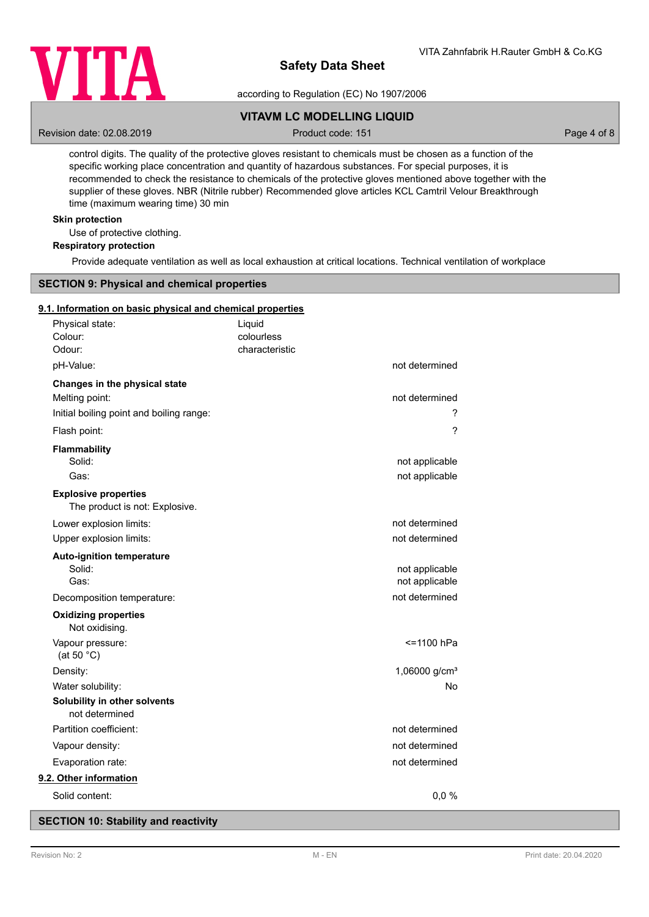control digits. The quality of the protective gloves resistant to chemicals must be chosen as a function of the specific working place concentration and quantity of hazardous substances. For special purposes, it is recommended to check the resistance to chemicals of the protective gloves mentioned above together with the supplier of these gloves. NBR (Nitrile rubber) Recommended glove articles KCL Camtril Velour Breakthrough time (maximum wearing time) 30 min

**Skin protection**

Use of protective clothing.

**Respiratory protection**

Provide adequate ventilation as well as local exhaustion at critical locations. Technical ventilation of workplace

## SECTION 9: Physical and chemical properties

### 9.1. Information on basic physical and chemical properties

| | | |
|---|---|---|
| Physical state: | Liquid | |
| Colour: | colourless | |
| Odour: | characteristic | |
| pH-Value: | | not determined |

**Changes in the physical state**

| | |
|---|---|
| Melting point: | not determined |
| Initial boiling point and boiling range: | ? |
| Flash point: | ? |

**Flammability**

| | |
|---|---|
| Solid: | not applicable |
| Gas: | not applicable |

**Explosive properties**

The product is not: Explosive.

| | |
|---|---|
| Lower explosion limits: | not determined |
| Upper explosion limits: | not determined |

**Auto-ignition temperature**

| | |
|---|---|
| Solid: | not applicable |
| Gas: | not applicable |
| Decomposition temperature: | not determined |

**Oxidizing properties**

Not oxidising.

| | |
|---|---|
| Vapour pressure: (at 50 °C) | <=1100 hPa |
| Density: | 1,06000 g/cm³ |
| Water solubility: | No |

**Solubility in other solvents**

not determined

| | |
|---|---|
| Partition coefficient: | not determined |
| Vapour density: | not determined |
| Evaporation rate: | not determined |

### 9.2. Other information

| | |
|---|---|
| Solid content: | 0,0 % |

## SECTION 10: Stability and reactivity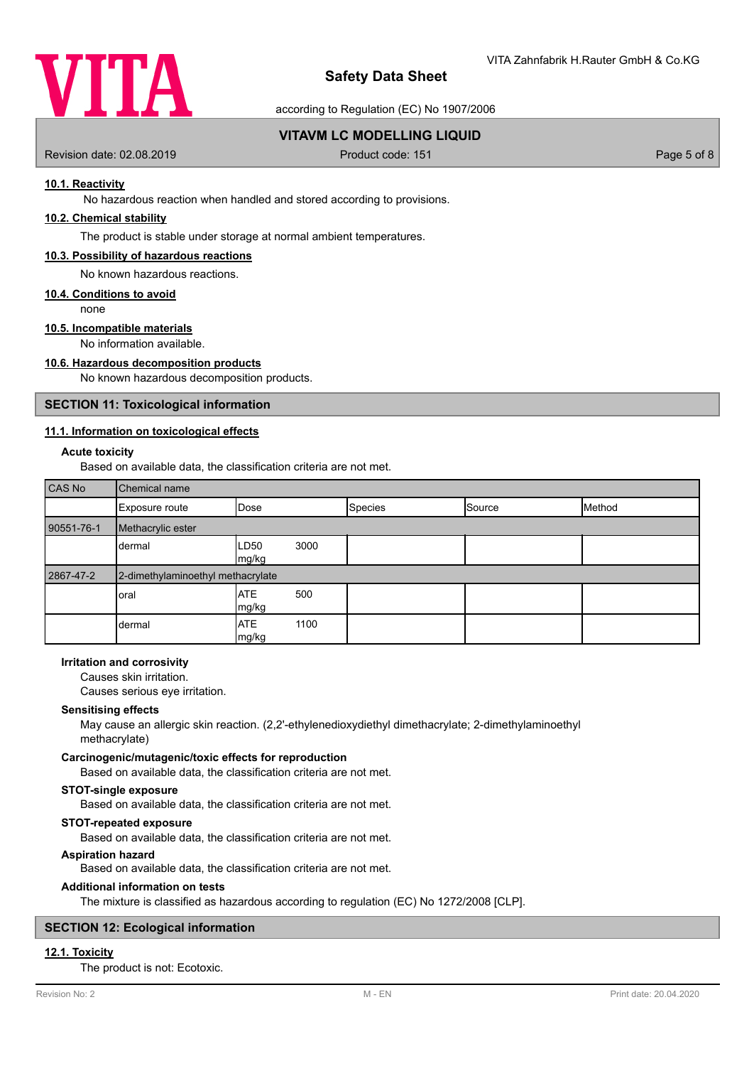### 10.1. Reactivity

No hazardous reaction when handled and stored according to provisions.

### 10.2. Chemical stability

The product is stable under storage at normal ambient temperatures.

### 10.3. Possibility of hazardous reactions

No known hazardous reactions.

### 10.4. Conditions to avoid

none

### 10.5. Incompatible materials

No information available.

### 10.6. Hazardous decomposition products

No known hazardous decomposition products.

## SECTION 11: Toxicological information

### 11.1. Information on toxicological effects

**Acute toxicity**

Based on available data, the classification criteria are not met.

| CAS No | Chemical name | | | | |
|---|---|---|---|---|---|
| | Exposure route | Dose | Species | Source | Method |
| 90551-76-1 | Methacrylic ester | | | | |
| | dermal | LD50 3000 mg/kg | | | |
| 2867-47-2 | 2-dimethylaminoethyl methacrylate | | | | |
| | oral | ATE 500 mg/kg | | | |
| | dermal | ATE 1100 mg/kg | | | |

**Irritation and corrosivity**

Causes skin irritation.
Causes serious eye irritation.

**Sensitising effects**

May cause an allergic skin reaction. (2,2'-ethylenedioxydiethyl dimethacrylate; 2-dimethylaminoethyl methacrylate)

**Carcinogenic/mutagenic/toxic effects for reproduction**

Based on available data, the classification criteria are not met.

**STOT-single exposure**

Based on available data, the classification criteria are not met.

**STOT-repeated exposure**

Based on available data, the classification criteria are not met.

**Aspiration hazard**

Based on available data, the classification criteria are not met.

**Additional information on tests**

The mixture is classified as hazardous according to regulation (EC) No 1272/2008 [CLP].

## SECTION 12: Ecological information

### 12.1. Toxicity

The product is not: Ecotoxic.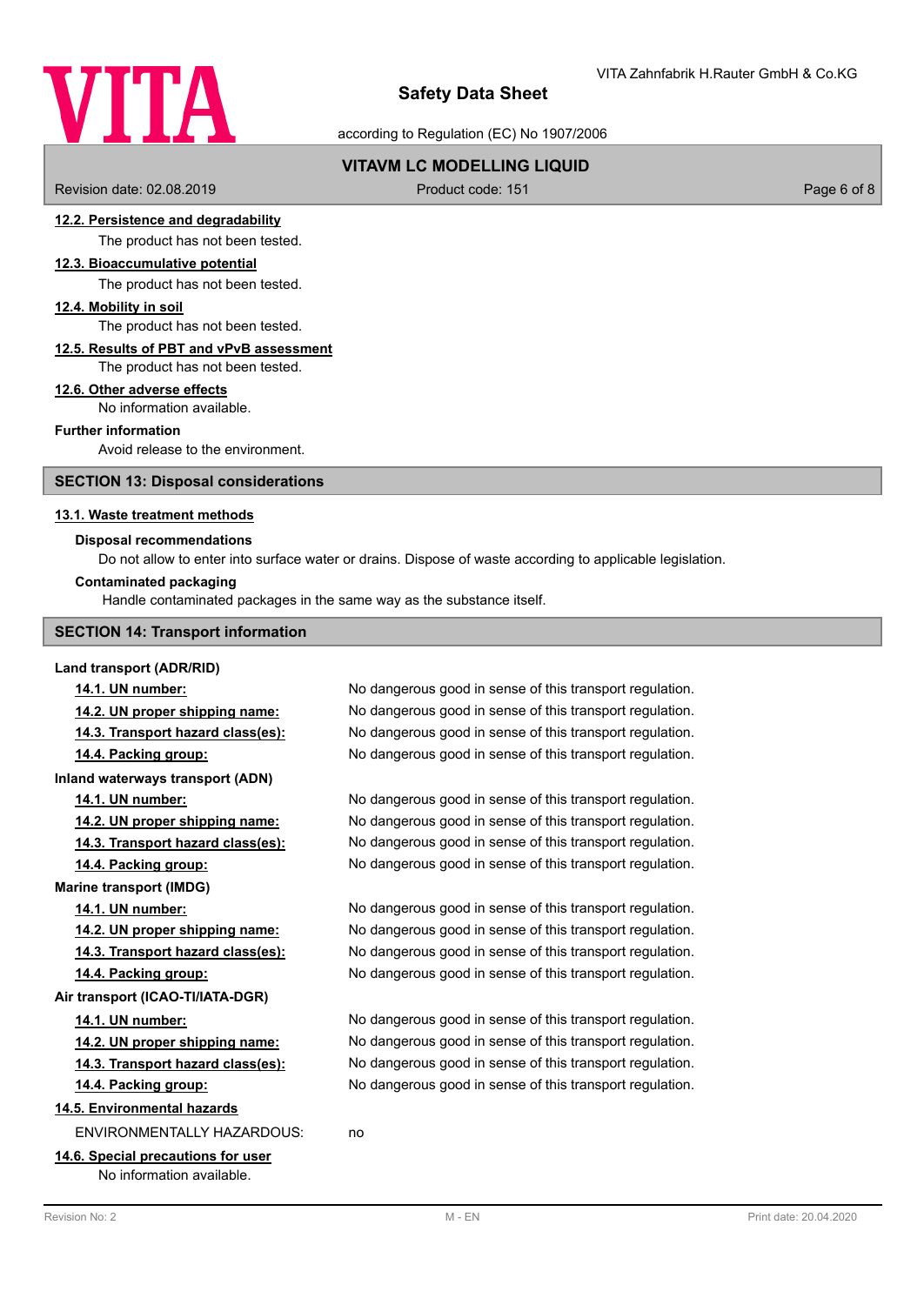#### 12.2. Persistence and degradability

The product has not been tested.

#### 12.3. Bioaccumulative potential

The product has not been tested.

#### 12.4. Mobility in soil

The product has not been tested.

#### 12.5. Results of PBT and vPvB assessment

The product has not been tested.

#### 12.6. Other adverse effects

No information available.

**Further information**

Avoid release to the environment.

## SECTION 13: Disposal considerations

#### 13.1. Waste treatment methods

**Disposal recommendations**

Do not allow to enter into surface water or drains. Dispose of waste according to applicable legislation.

**Contaminated packaging**

Handle contaminated packages in the same way as the substance itself.

## SECTION 14: Transport information

**Land transport (ADR/RID)**

| | |
|---|---|
| **14.1. UN number:** | No dangerous good in sense of this transport regulation. |
| **14.2. UN proper shipping name:** | No dangerous good in sense of this transport regulation. |
| **14.3. Transport hazard class(es):** | No dangerous good in sense of this transport regulation. |
| **14.4. Packing group:** | No dangerous good in sense of this transport regulation. |

**Inland waterways transport (ADN)**

| | |
|---|---|
| **14.1. UN number:** | No dangerous good in sense of this transport regulation. |
| **14.2. UN proper shipping name:** | No dangerous good in sense of this transport regulation. |
| **14.3. Transport hazard class(es):** | No dangerous good in sense of this transport regulation. |
| **14.4. Packing group:** | No dangerous good in sense of this transport regulation. |

**Marine transport (IMDG)**

| | |
|---|---|
| **14.1. UN number:** | No dangerous good in sense of this transport regulation. |
| **14.2. UN proper shipping name:** | No dangerous good in sense of this transport regulation. |
| **14.3. Transport hazard class(es):** | No dangerous good in sense of this transport regulation. |
| **14.4. Packing group:** | No dangerous good in sense of this transport regulation. |

**Air transport (ICAO-TI/IATA-DGR)**

| | |
|---|---|
| **14.1. UN number:** | No dangerous good in sense of this transport regulation. |
| **14.2. UN proper shipping name:** | No dangerous good in sense of this transport regulation. |
| **14.3. Transport hazard class(es):** | No dangerous good in sense of this transport regulation. |
| **14.4. Packing group:** | No dangerous good in sense of this transport regulation. |

#### 14.5. Environmental hazards

ENVIRONMENTALLY HAZARDOUS: no

#### 14.6. Special precautions for user

No information available.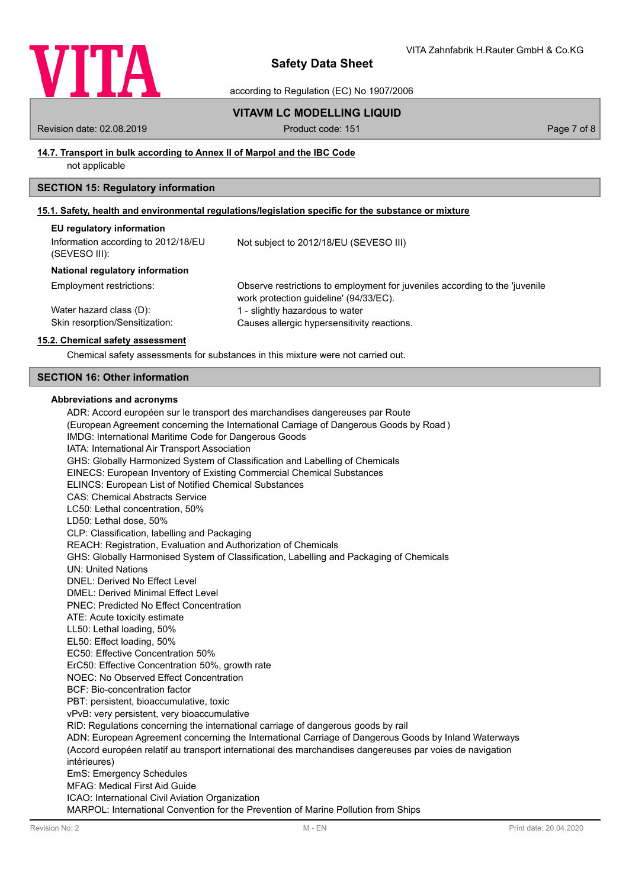#### 14.7. Transport in bulk according to Annex II of Marpol and the IBC Code

not applicable

## SECTION 15: Regulatory information

#### 15.1. Safety, health and environmental regulations/legislation specific for the substance or mixture

**EU regulatory information**

| | |
|---|---|
| Information according to 2012/18/EU (SEVESO III): | Not subject to 2012/18/EU (SEVESO III) |

**National regulatory information**

| | |
|---|---|
| Employment restrictions: | Observe restrictions to employment for juveniles according to the 'juvenile work protection guideline' (94/33/EC). |
| Water hazard class (D): | 1 - slightly hazardous to water |
| Skin resorption/Sensitization: | Causes allergic hypersensitivity reactions. |

#### 15.2. Chemical safety assessment

Chemical safety assessments for substances in this mixture were not carried out.

## SECTION 16: Other information

**Abbreviations and acronyms**

ADR: Accord européen sur le transport des marchandises dangereuses par Route
(European Agreement concerning the International Carriage of Dangerous Goods by Road )
IMDG: International Maritime Code for Dangerous Goods
IATA: International Air Transport Association
GHS: Globally Harmonized System of Classification and Labelling of Chemicals
EINECS: European Inventory of Existing Commercial Chemical Substances
ELINCS: European List of Notified Chemical Substances
CAS: Chemical Abstracts Service
LC50: Lethal concentration, 50%
LD50: Lethal dose, 50%
CLP: Classification, labelling and Packaging
REACH: Registration, Evaluation and Authorization of Chemicals
GHS: Globally Harmonised System of Classification, Labelling and Packaging of Chemicals
UN: United Nations
DNEL: Derived No Effect Level
DMEL: Derived Minimal Effect Level
PNEC: Predicted No Effect Concentration
ATE: Acute toxicity estimate
LL50: Lethal loading, 50%
EL50: Effect loading, 50%
EC50: Effective Concentration 50%
ErC50: Effective Concentration 50%, growth rate
NOEC: No Observed Effect Concentration
BCF: Bio-concentration factor
PBT: persistent, bioaccumulative, toxic
vPvB: very persistent, very bioaccumulative
RID: Regulations concerning the international carriage of dangerous goods by rail
ADN: European Agreement concerning the International Carriage of Dangerous Goods by Inland Waterways
(Accord européen relatif au transport international des marchandises dangereuses par voies de navigation intérieures)
EmS: Emergency Schedules
MFAG: Medical First Aid Guide
ICAO: International Civil Aviation Organization
MARPOL: International Convention for the Prevention of Marine Pollution from Ships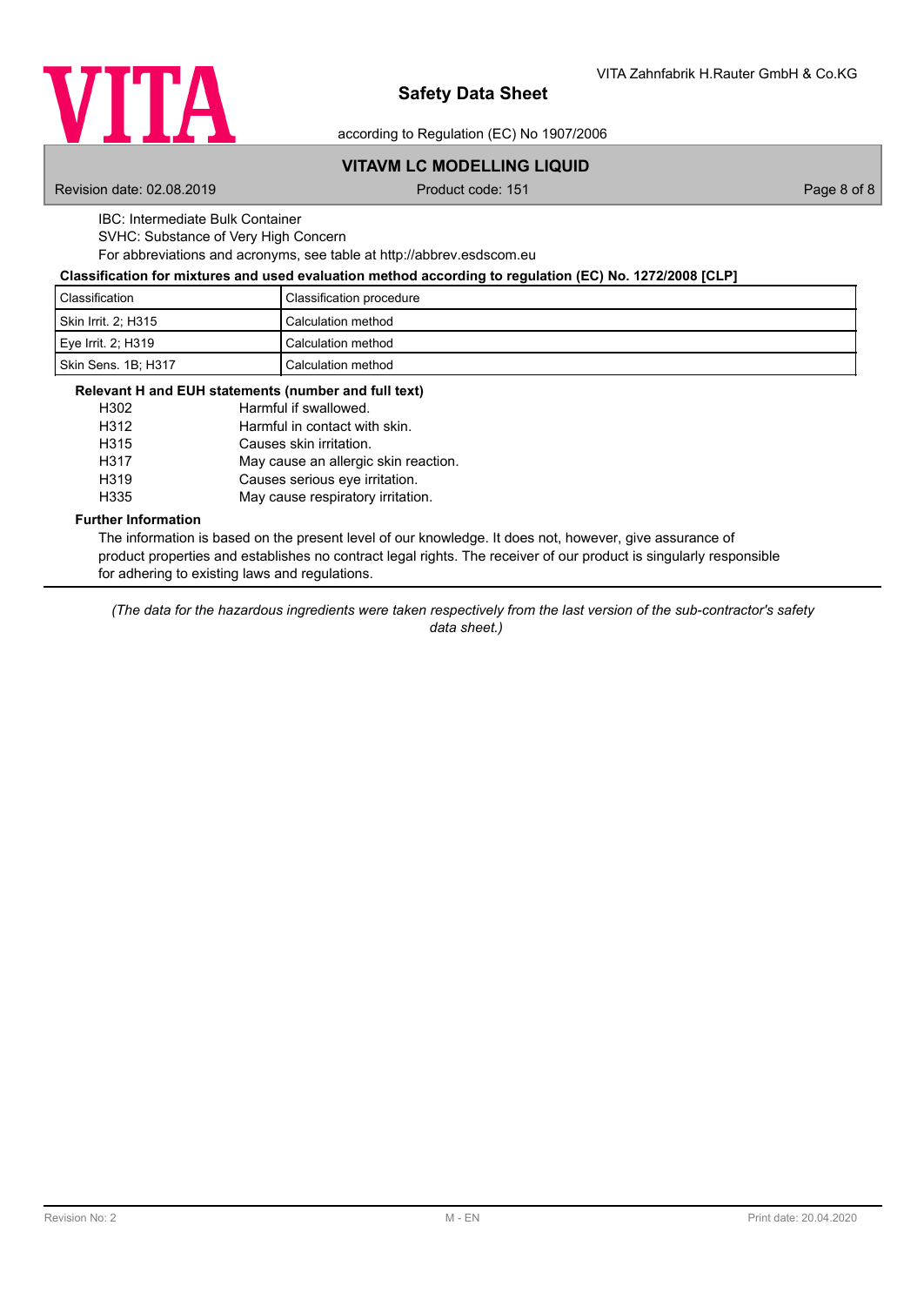IBC: Intermediate Bulk Container
SVHC: Substance of Very High Concern
For abbreviations and acronyms, see table at http://abbrev.esdscom.eu

**Classification for mixtures and used evaluation method according to regulation (EC) No. 1272/2008 [CLP]**

| Classification | Classification procedure |
|---|---|
| Skin Irrit. 2; H315 | Calculation method |
| Eye Irrit. 2; H319 | Calculation method |
| Skin Sens. 1B; H317 | Calculation method |

**Relevant H and EUH statements (number and full text)**

| | |
|---|---|
| H302 | Harmful if swallowed. |
| H312 | Harmful in contact with skin. |
| H315 | Causes skin irritation. |
| H317 | May cause an allergic skin reaction. |
| H319 | Causes serious eye irritation. |
| H335 | May cause respiratory irritation. |

**Further Information**

The information is based on the present level of our knowledge. It does not, however, give assurance of product properties and establishes no contract legal rights. The receiver of our product is singularly responsible for adhering to existing laws and regulations.

*(The data for the hazardous ingredients were taken respectively from the last version of the sub-contractor's safety data sheet.)*